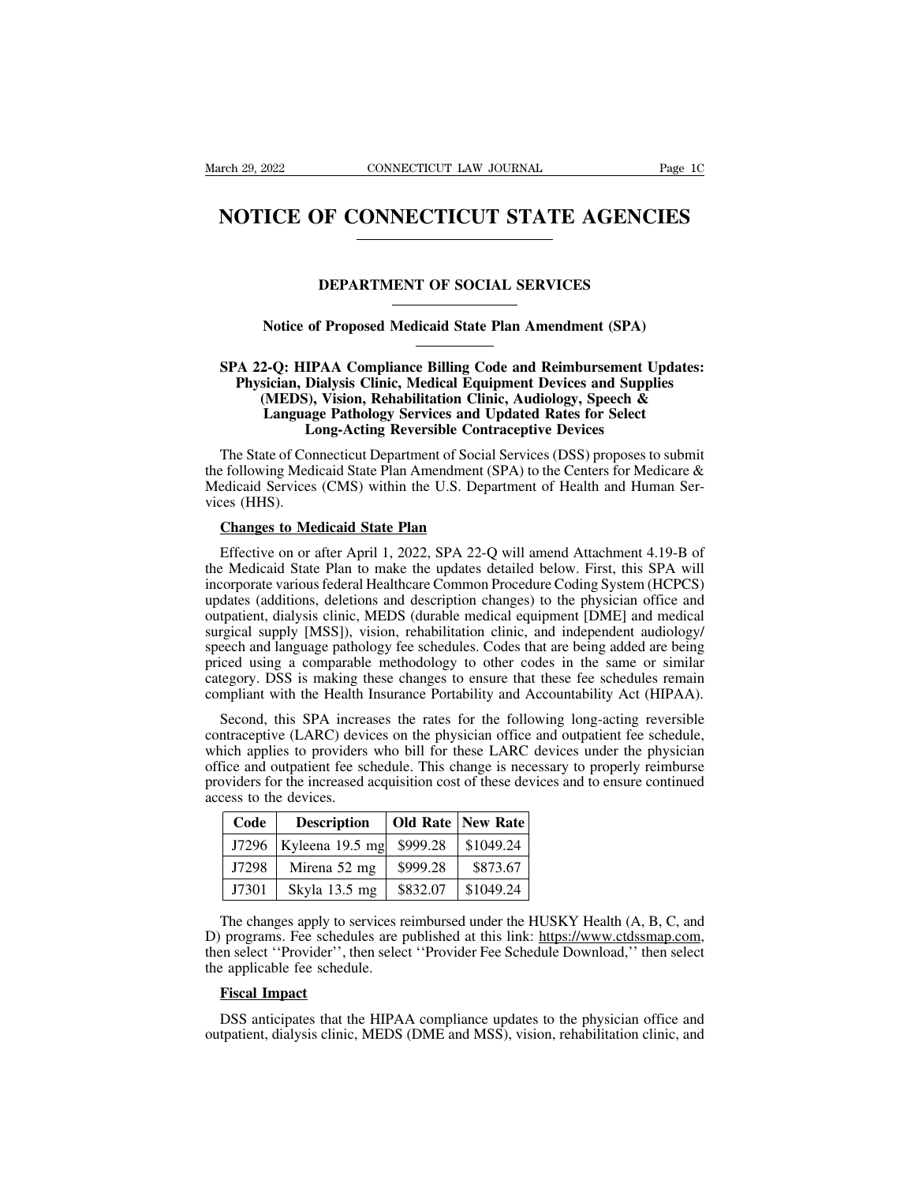# NOTICE OF CONNECTICUT STATE AGENCIES

## DEPARTMENT OF SOCIAL SERVICES

### Notice of Proposed Medicaid State Plan Amendment (SPA)

### SPA 22-Q: HIPAA Compliance Billing Code and Reimbursement Updates: Physician, Dialysis Clinic, Medical Equipment Devices and Supplies (MEDS), Vision, Rehabilitation Clinic, Audiology, Speech & Language Pathology Services and Updated Rates for Select Long-Acting Reversible Contraceptive Devices

The State of Connecticut Department of Social Services (DSS) proposes to submit the following Medicaid State Plan Amendment (SPA) to the Centers for Medicare & Medicaid Services (CMS) within the U.S. Department of Health and Human Services (HHS).

**Changes to Medicaid State Plan**

Effective on or after April 1, 2022, SPA 22-Q will amend Attachment 4.19-B of the Medicaid State Plan to make the updates detailed below. First, this SPA will incorporate various federal Healthcare Common Procedure Coding System (HCPCS) updates (additions, deletions and description changes) to the physician office and outpatient, dialysis clinic, MEDS (durable medical equipment [DME] and medical surgical supply [MSS]), vision, rehabilitation clinic, and independent audiology/speech and language pathology fee schedules. Codes that are being added are being priced using a comparable methodology to other codes in the same or similar category. DSS is making these changes to ensure that these fee schedules remain compliant with the Health Insurance Portability and Accountability Act (HIPAA).

Second, this SPA increases the rates for the following long-acting reversible contraceptive (LARC) devices on the physician office and outpatient fee schedule, which applies to providers who bill for these LARC devices under the physician office and outpatient fee schedule. This change is necessary to properly reimburse providers for the increased acquisition cost of these devices and to ensure continued access to the devices.

| Code | Description | Old Rate | New Rate |
|---|---|---|---|
| J7296 | Kyleena 19.5 mg | $999.28 | $1049.24 |
| J7298 | Mirena 52 mg | $999.28 | $873.67 |
| J7301 | Skyla 13.5 mg | $832.07 | $1049.24 |

The changes apply to services reimbursed under the HUSKY Health (A, B, C, and D) programs. Fee schedules are published at this link: https://www.ctdssmap.com, then select ''Provider'', then select ''Provider Fee Schedule Download,'' then select the applicable fee schedule.

**Fiscal Impact**

DSS anticipates that the HIPAA compliance updates to the physician office and outpatient, dialysis clinic, MEDS (DME and MSS), vision, rehabilitation clinic, and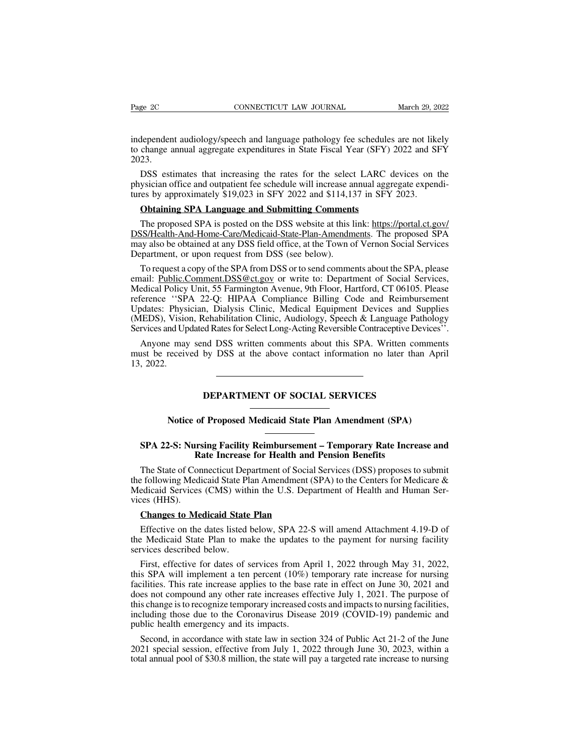independent audiology/speech and language pathology fee schedules are not likely to change annual aggregate expenditures in State Fiscal Year (SFY) 2022 and SFY 2023.

DSS estimates that increasing the rates for the select LARC devices on the physician office and outpatient fee schedule will increase annual aggregate expenditures by approximately $19,023 in SFY 2022 and $114,137 in SFY 2023.

**Obtaining SPA Language and Submitting Comments**

The proposed SPA is posted on the DSS website at this link: https://portal.ct.gov/DSS/Health-And-Home-Care/Medicaid-State-Plan-Amendments. The proposed SPA may also be obtained at any DSS field office, at the Town of Vernon Social Services Department, or upon request from DSS (see below).

To request a copy of the SPA from DSS or to send comments about the SPA, please email: Public.Comment.DSS@ct.gov or write to: Department of Social Services, Medical Policy Unit, 55 Farmington Avenue, 9th Floor, Hartford, CT 06105. Please reference ''SPA 22-Q: HIPAA Compliance Billing Code and Reimbursement Updates: Physician, Dialysis Clinic, Medical Equipment Devices and Supplies (MEDS), Vision, Rehabilitation Clinic, Audiology, Speech & Language Pathology Services and Updated Rates for Select Long-Acting Reversible Contraceptive Devices''.

Anyone may send DSS written comments about this SPA. Written comments must be received by DSS at the above contact information no later than April 13, 2022.

---

## DEPARTMENT OF SOCIAL SERVICES

### Notice of Proposed Medicaid State Plan Amendment (SPA)

### SPA 22-S: Nursing Facility Reimbursement – Temporary Rate Increase and Rate Increase for Health and Pension Benefits

The State of Connecticut Department of Social Services (DSS) proposes to submit the following Medicaid State Plan Amendment (SPA) to the Centers for Medicare & Medicaid Services (CMS) within the U.S. Department of Health and Human Services (HHS).

**Changes to Medicaid State Plan**

Effective on the dates listed below, SPA 22-S will amend Attachment 4.19-D of the Medicaid State Plan to make the updates to the payment for nursing facility services described below.

First, effective for dates of services from April 1, 2022 through May 31, 2022, this SPA will implement a ten percent (10%) temporary rate increase for nursing facilities. This rate increase applies to the base rate in effect on June 30, 2021 and does not compound any other rate increases effective July 1, 2021. The purpose of this change is to recognize temporary increased costs and impacts to nursing facilities, including those due to the Coronavirus Disease 2019 (COVID-19) pandemic and public health emergency and its impacts.

Second, in accordance with state law in section 324 of Public Act 21-2 of the June 2021 special session, effective from July 1, 2022 through June 30, 2023, within a total annual pool of $30.8 million, the state will pay a targeted rate increase to nursing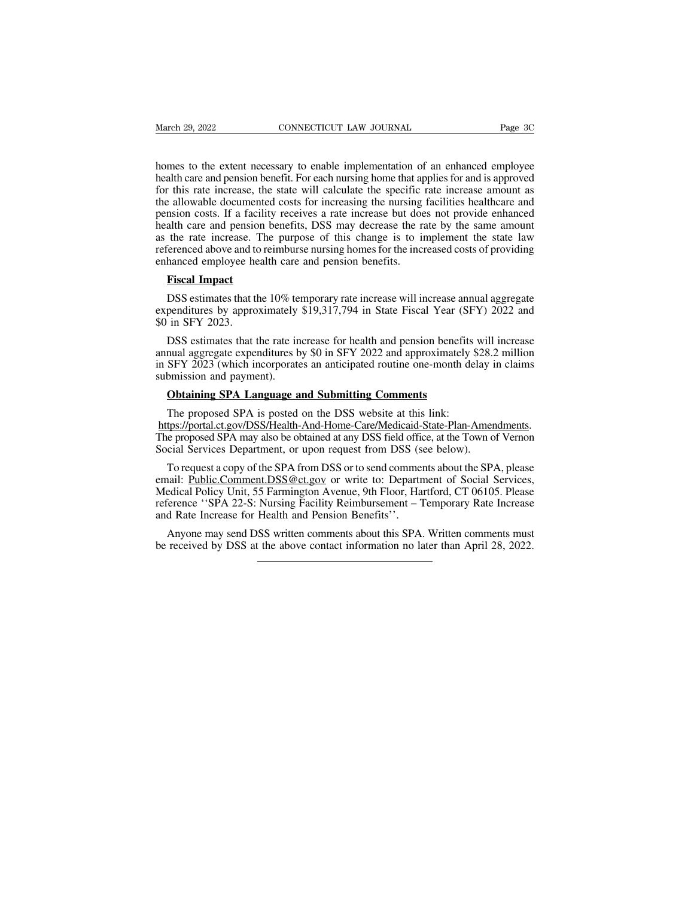homes to the extent necessary to enable implementation of an enhanced employee health care and pension benefit. For each nursing home that applies for and is approved for this rate increase, the state will calculate the specific rate increase amount as the allowable documented costs for increasing the nursing facilities healthcare and pension costs. If a facility receives a rate increase but does not provide enhanced health care and pension benefits, DSS may decrease the rate by the same amount as the rate increase. The purpose of this change is to implement the state law referenced above and to reimburse nursing homes for the increased costs of providing enhanced employee health care and pension benefits.

**Fiscal Impact**

DSS estimates that the 10% temporary rate increase will increase annual aggregate expenditures by approximately $19,317,794 in State Fiscal Year (SFY) 2022 and $0 in SFY 2023.

DSS estimates that the rate increase for health and pension benefits will increase annual aggregate expenditures by $0 in SFY 2022 and approximately $28.2 million in SFY 2023 (which incorporates an anticipated routine one-month delay in claims submission and payment).

**Obtaining SPA Language and Submitting Comments**

The proposed SPA is posted on the DSS website at this link: https://portal.ct.gov/DSS/Health-And-Home-Care/Medicaid-State-Plan-Amendments. The proposed SPA may also be obtained at any DSS field office, at the Town of Vernon Social Services Department, or upon request from DSS (see below).

To request a copy of the SPA from DSS or to send comments about the SPA, please email: Public.Comment.DSS@ct.gov or write to: Department of Social Services, Medical Policy Unit, 55 Farmington Avenue, 9th Floor, Hartford, CT 06105. Please reference ''SPA 22-S: Nursing Facility Reimbursement – Temporary Rate Increase and Rate Increase for Health and Pension Benefits''.

Anyone may send DSS written comments about this SPA. Written comments must be received by DSS at the above contact information no later than April 28, 2022.